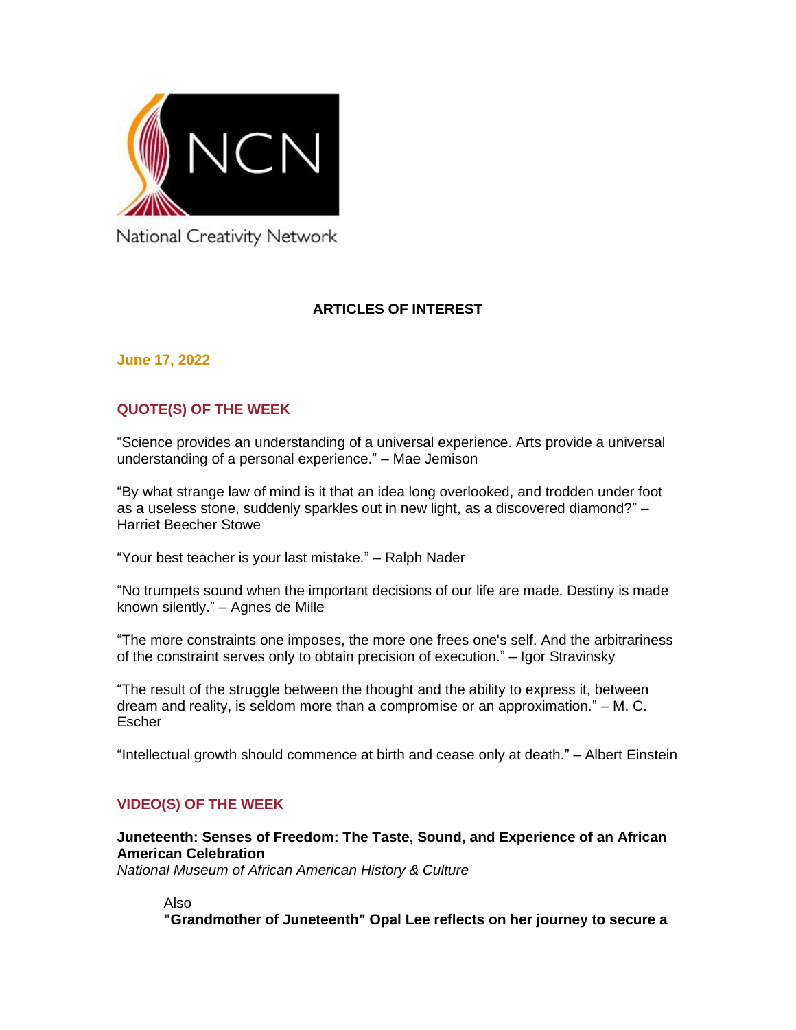NCN

National Creativity Network

## ARTICLES OF INTEREST

**June 17, 2022**

### QUOTE(S) OF THE WEEK

"Science provides an understanding of a universal experience. Arts provide a universal understanding of a personal experience." – Mae Jemison

"By what strange law of mind is it that an idea long overlooked, and trodden under foot as a useless stone, suddenly sparkles out in new light, as a discovered diamond?" – Harriet Beecher Stowe

"Your best teacher is your last mistake." – Ralph Nader

"No trumpets sound when the important decisions of our life are made. Destiny is made known silently." – Agnes de Mille

"The more constraints one imposes, the more one frees one's self. And the arbitrariness of the constraint serves only to obtain precision of execution." – Igor Stravinsky

"The result of the struggle between the thought and the ability to express it, between dream and reality, is seldom more than a compromise or an approximation." – M. C. Escher

"Intellectual growth should commence at birth and cease only at death." – Albert Einstein

### VIDEO(S) OF THE WEEK

**Juneteenth: Senses of Freedom: The Taste, Sound, and Experience of an African American Celebration**
*National Museum of African American History & Culture*

> Also
> **"Grandmother of Juneteenth" Opal Lee reflects on her journey to secure a**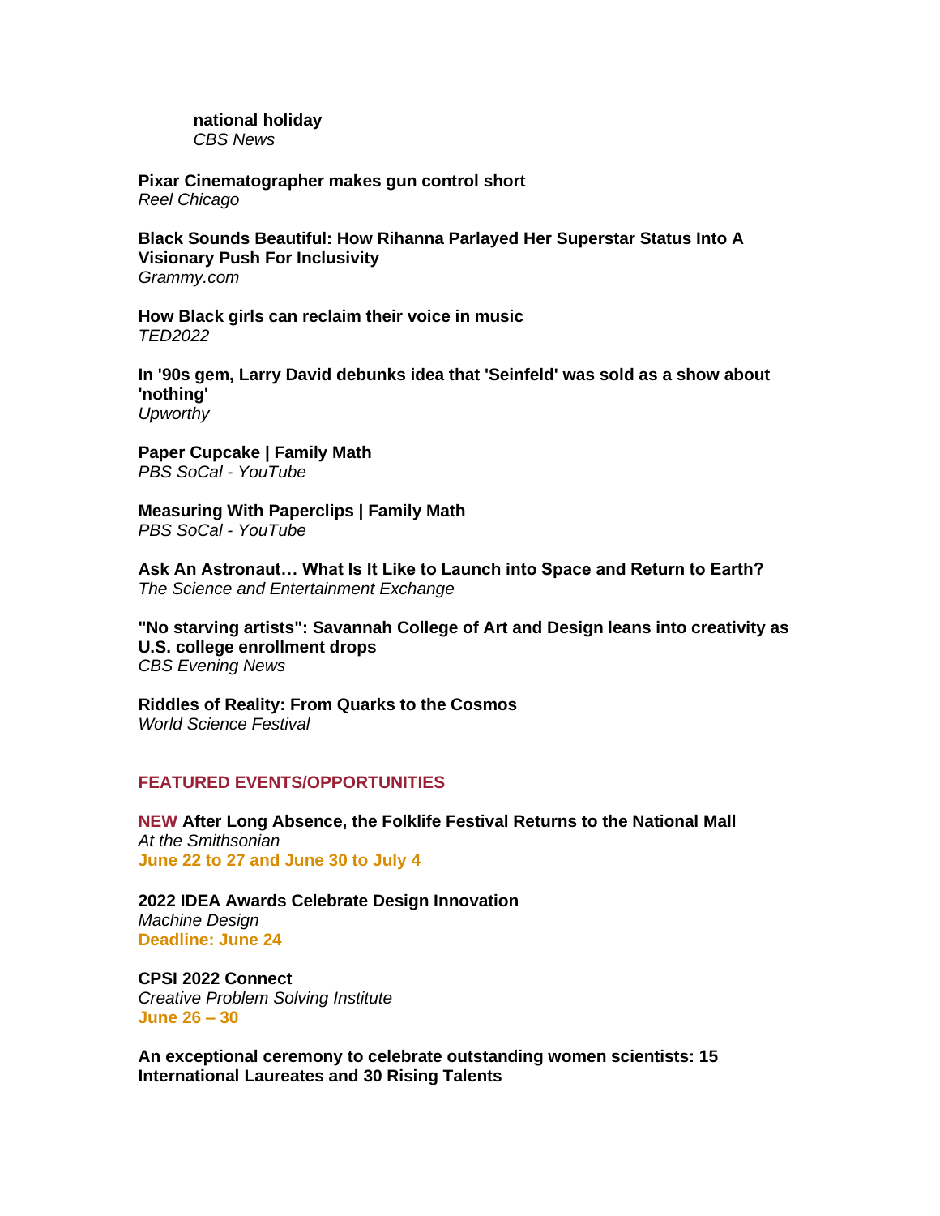**national holiday**
*CBS News*

**Pixar Cinematographer makes gun control short**
*Reel Chicago*

**Black Sounds Beautiful: How Rihanna Parlayed Her Superstar Status Into A Visionary Push For Inclusivity**
*Grammy.com*

**How Black girls can reclaim their voice in music**
*TED2022*

**In '90s gem, Larry David debunks idea that 'Seinfeld' was sold as a show about 'nothing'**
*Upworthy*

**Paper Cupcake | Family Math**
*PBS SoCal - YouTube*

**Measuring With Paperclips | Family Math**
*PBS SoCal - YouTube*

**Ask An Astronaut… What Is It Like to Launch into Space and Return to Earth?**
*The Science and Entertainment Exchange*

**"No starving artists": Savannah College of Art and Design leans into creativity as U.S. college enrollment drops**
*CBS Evening News*

**Riddles of Reality: From Quarks to the Cosmos**
*World Science Festival*

## FEATURED EVENTS/OPPORTUNITIES

**NEW After Long Absence, the Folklife Festival Returns to the National Mall**
*At the Smithsonian*
**June 22 to 27 and June 30 to July 4**

**2022 IDEA Awards Celebrate Design Innovation**
*Machine Design*
**Deadline: June 24**

**CPSI 2022 Connect**
*Creative Problem Solving Institute*
**June 26 – 30**

**An exceptional ceremony to celebrate outstanding women scientists: 15 International Laureates and 30 Rising Talents**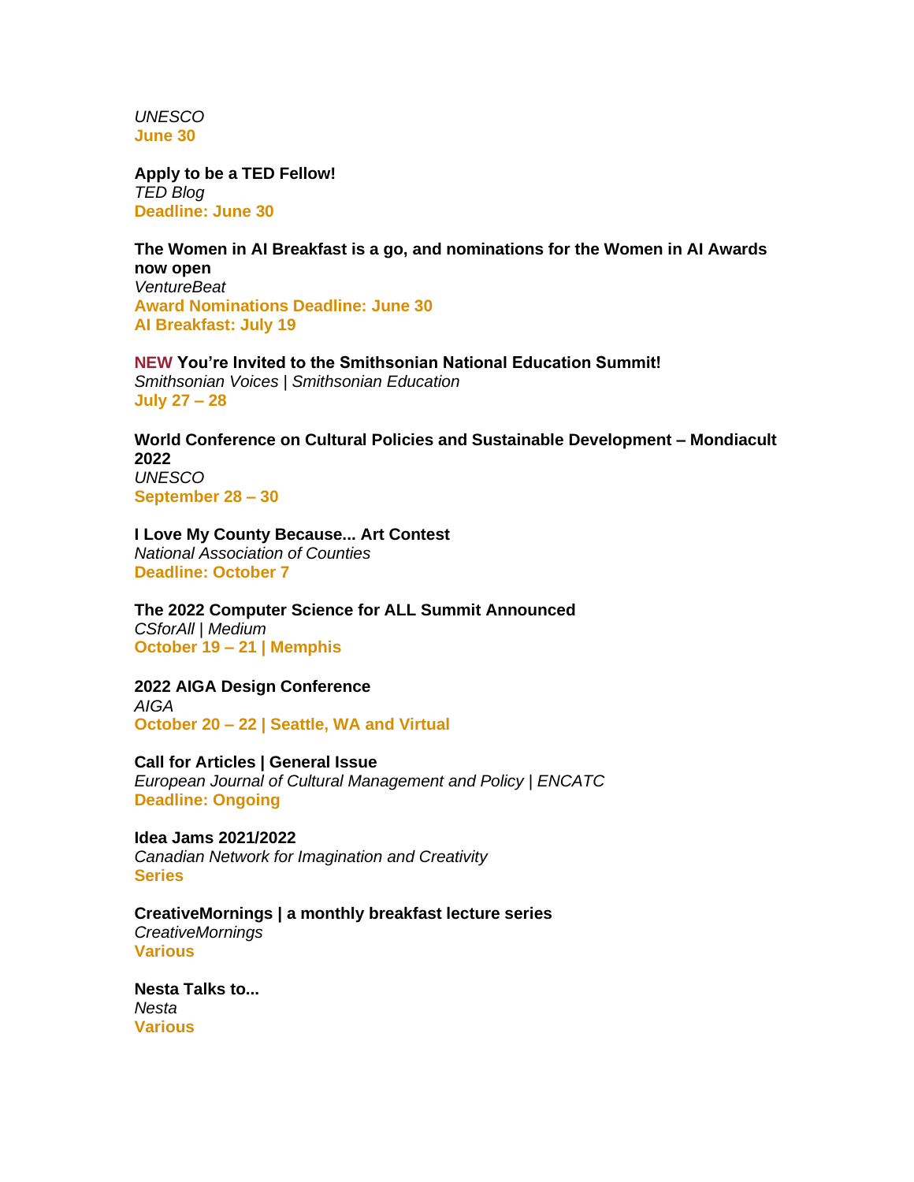*UNESCO*
**June 30**

**Apply to be a TED Fellow!**
*TED Blog*
**Deadline: June 30**

**The Women in AI Breakfast is a go, and nominations for the Women in AI Awards now open**
*VentureBeat*
**Award Nominations Deadline: June 30**
**AI Breakfast: July 19**

**NEW You're Invited to the Smithsonian National Education Summit!**
*Smithsonian Voices | Smithsonian Education*
**July 27 – 28**

**World Conference on Cultural Policies and Sustainable Development – Mondiacult 2022**
*UNESCO*
**September 28 – 30**

**I Love My County Because... Art Contest**
*National Association of Counties*
**Deadline: October 7**

**The 2022 Computer Science for ALL Summit Announced**
*CSforAll | Medium*
**October 19 – 21 | Memphis**

**2022 AIGA Design Conference**
*AIGA*
**October 20 – 22 | Seattle, WA and Virtual**

**Call for Articles | General Issue**
*European Journal of Cultural Management and Policy | ENCATC*
**Deadline: Ongoing**

**Idea Jams 2021/2022**
*Canadian Network for Imagination and Creativity*
**Series**

**CreativeMornings | a monthly breakfast lecture series**
*CreativeMornings*
**Various**

**Nesta Talks to...**
*Nesta*
**Various**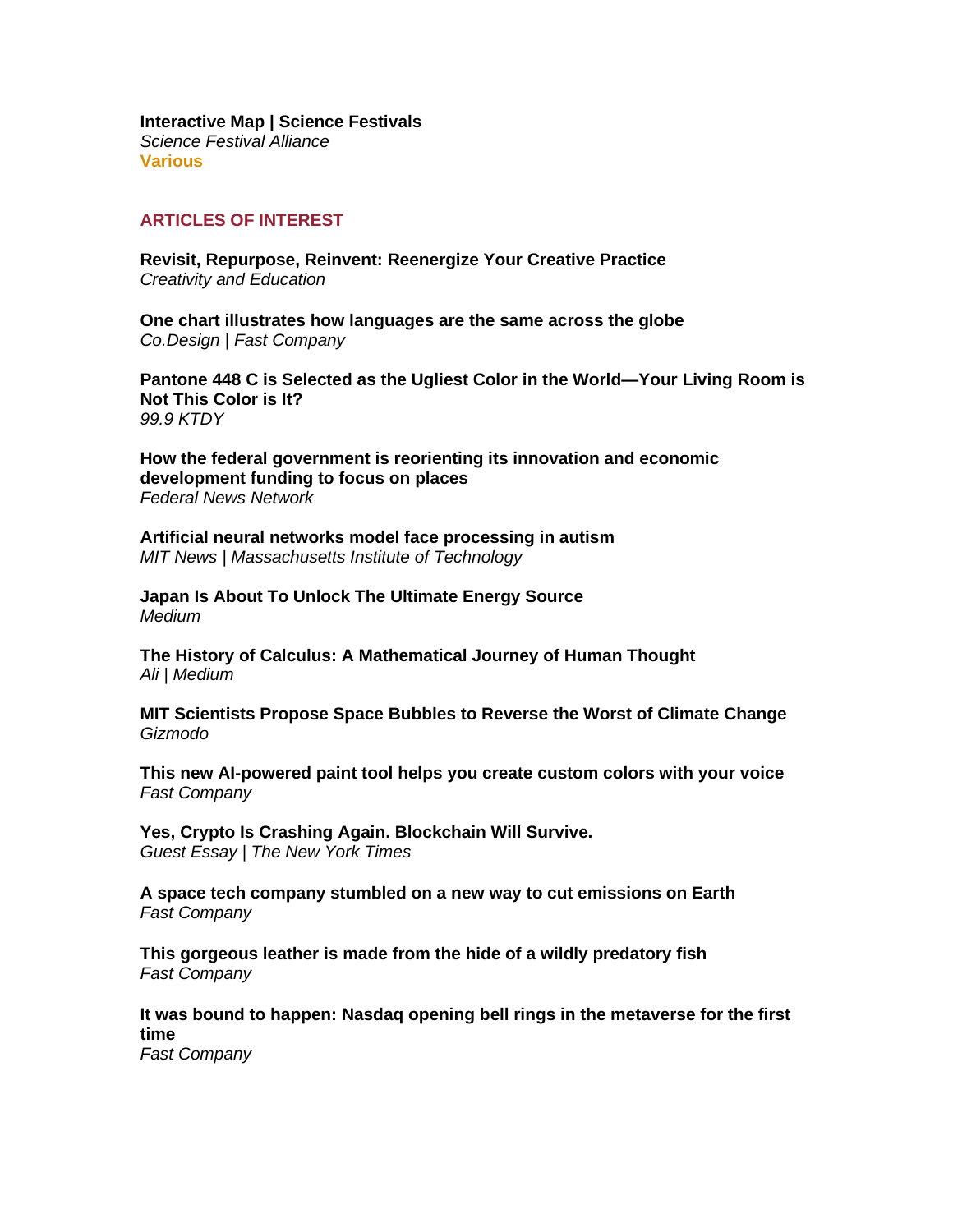**Interactive Map | Science Festivals**
*Science Festival Alliance*
**Various**

## ARTICLES OF INTEREST

**Revisit, Repurpose, Reinvent: Reenergize Your Creative Practice**
*Creativity and Education*

**One chart illustrates how languages are the same across the globe**
*Co.Design | Fast Company*

**Pantone 448 C is Selected as the Ugliest Color in the World—Your Living Room is Not This Color is It?**
*99.9 KTDY*

**How the federal government is reorienting its innovation and economic development funding to focus on places**
*Federal News Network*

**Artificial neural networks model face processing in autism**
*MIT News | Massachusetts Institute of Technology*

**Japan Is About To Unlock The Ultimate Energy Source**
*Medium*

**The History of Calculus: A Mathematical Journey of Human Thought**
*Ali | Medium*

**MIT Scientists Propose Space Bubbles to Reverse the Worst of Climate Change**
*Gizmodo*

**This new AI-powered paint tool helps you create custom colors with your voice**
*Fast Company*

**Yes, Crypto Is Crashing Again. Blockchain Will Survive.**
*Guest Essay | The New York Times*

**A space tech company stumbled on a new way to cut emissions on Earth**
*Fast Company*

**This gorgeous leather is made from the hide of a wildly predatory fish**
*Fast Company*

**It was bound to happen: Nasdaq opening bell rings in the metaverse for the first time**
*Fast Company*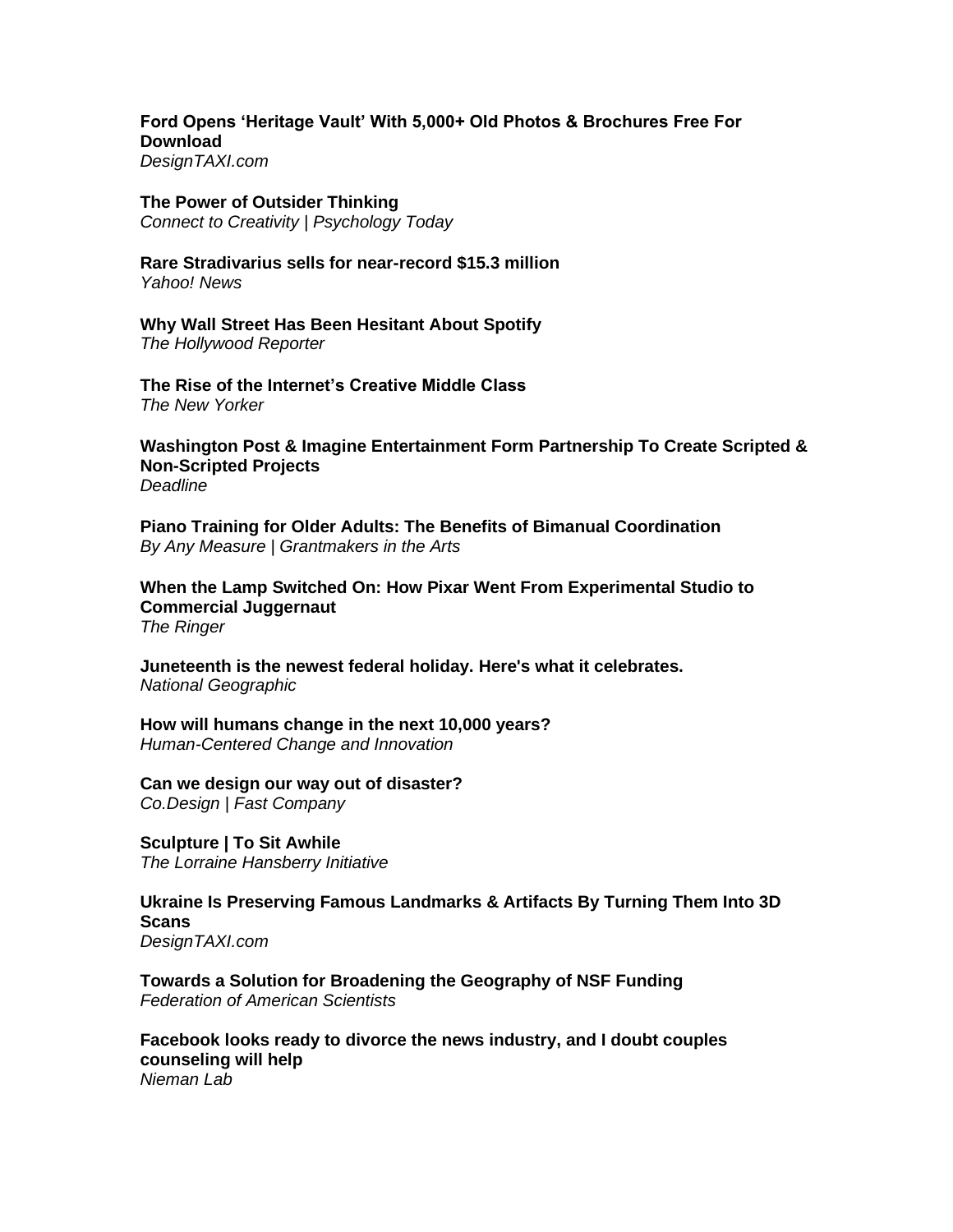**Ford Opens 'Heritage Vault' With 5,000+ Old Photos & Brochures Free For Download**
*DesignTAXI.com*

**The Power of Outsider Thinking**
*Connect to Creativity | Psychology Today*

**Rare Stradivarius sells for near-record $15.3 million**
*Yahoo! News*

**Why Wall Street Has Been Hesitant About Spotify**
*The Hollywood Reporter*

**The Rise of the Internet's Creative Middle Class**
*The New Yorker*

**Washington Post & Imagine Entertainment Form Partnership To Create Scripted & Non-Scripted Projects**
*Deadline*

**Piano Training for Older Adults: The Benefits of Bimanual Coordination**
*By Any Measure | Grantmakers in the Arts*

**When the Lamp Switched On: How Pixar Went From Experimental Studio to Commercial Juggernaut**
*The Ringer*

**Juneteenth is the newest federal holiday. Here's what it celebrates.**
*National Geographic*

**How will humans change in the next 10,000 years?**
*Human-Centered Change and Innovation*

**Can we design our way out of disaster?**
*Co.Design | Fast Company*

**Sculpture | To Sit Awhile**
*The Lorraine Hansberry Initiative*

**Ukraine Is Preserving Famous Landmarks & Artifacts By Turning Them Into 3D Scans**
*DesignTAXI.com*

**Towards a Solution for Broadening the Geography of NSF Funding**
*Federation of American Scientists*

**Facebook looks ready to divorce the news industry, and I doubt couples counseling will help**
*Nieman Lab*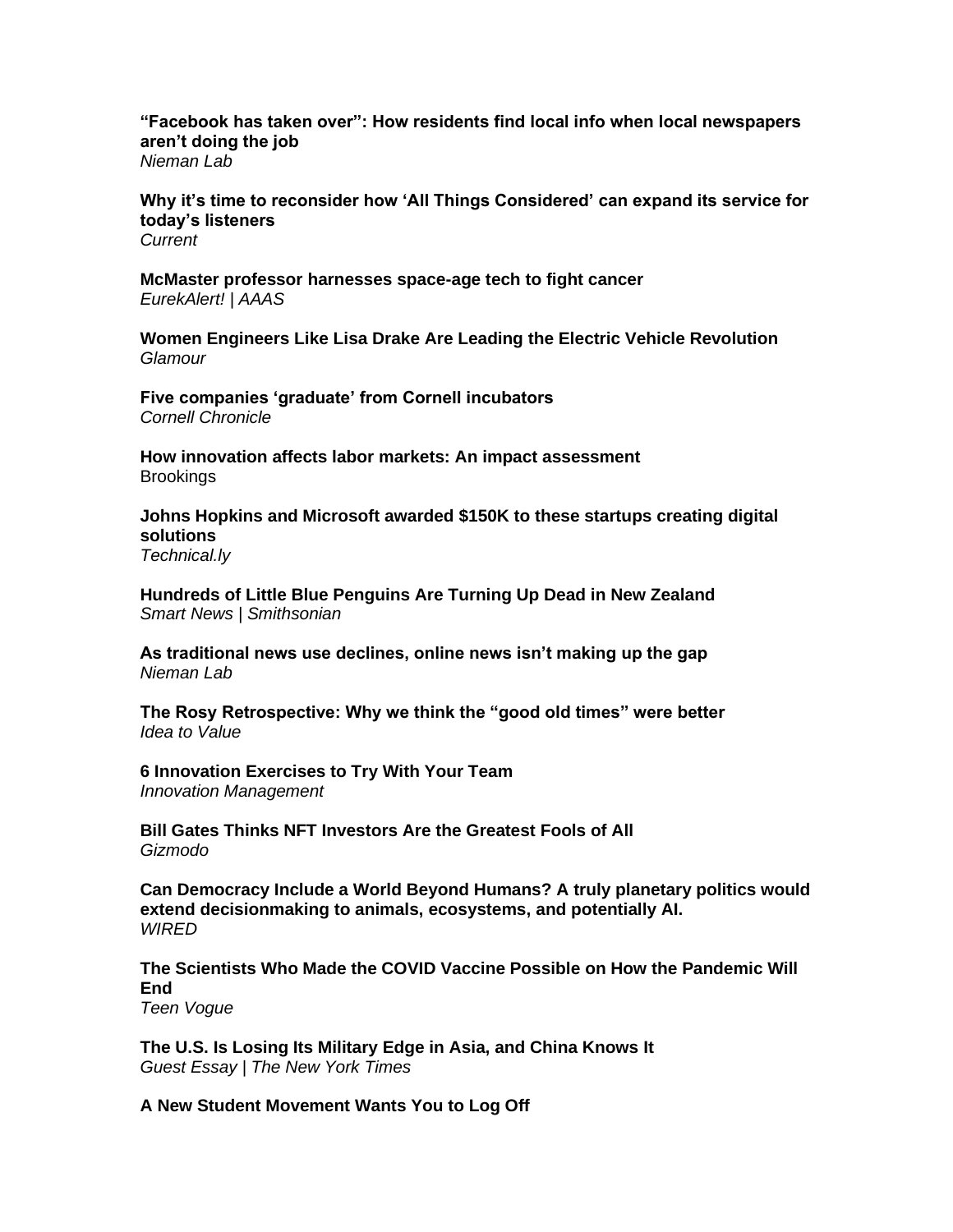**“Facebook has taken over”: How residents find local info when local newspapers aren’t doing the job**
*Nieman Lab*

**Why it’s time to reconsider how ‘All Things Considered’ can expand its service for today’s listeners**
*Current*

**McMaster professor harnesses space-age tech to fight cancer**
*EurekAlert! | AAAS*

**Women Engineers Like Lisa Drake Are Leading the Electric Vehicle Revolution**
*Glamour*

**Five companies ‘graduate’ from Cornell incubators**
*Cornell Chronicle*

**How innovation affects labor markets: An impact assessment**
Brookings

**Johns Hopkins and Microsoft awarded $150K to these startups creating digital solutions**
*Technical.ly*

**Hundreds of Little Blue Penguins Are Turning Up Dead in New Zealand**
*Smart News | Smithsonian*

**As traditional news use declines, online news isn’t making up the gap**
*Nieman Lab*

**The Rosy Retrospective: Why we think the “good old times” were better**
*Idea to Value*

**6 Innovation Exercises to Try With Your Team**
*Innovation Management*

**Bill Gates Thinks NFT Investors Are the Greatest Fools of All**
*Gizmodo*

**Can Democracy Include a World Beyond Humans? A truly planetary politics would extend decisionmaking to animals, ecosystems, and potentially AI.**
*WIRED*

**The Scientists Who Made the COVID Vaccine Possible on How the Pandemic Will End**
*Teen Vogue*

**The U.S. Is Losing Its Military Edge in Asia, and China Knows It**
*Guest Essay | The New York Times*

**A New Student Movement Wants You to Log Off**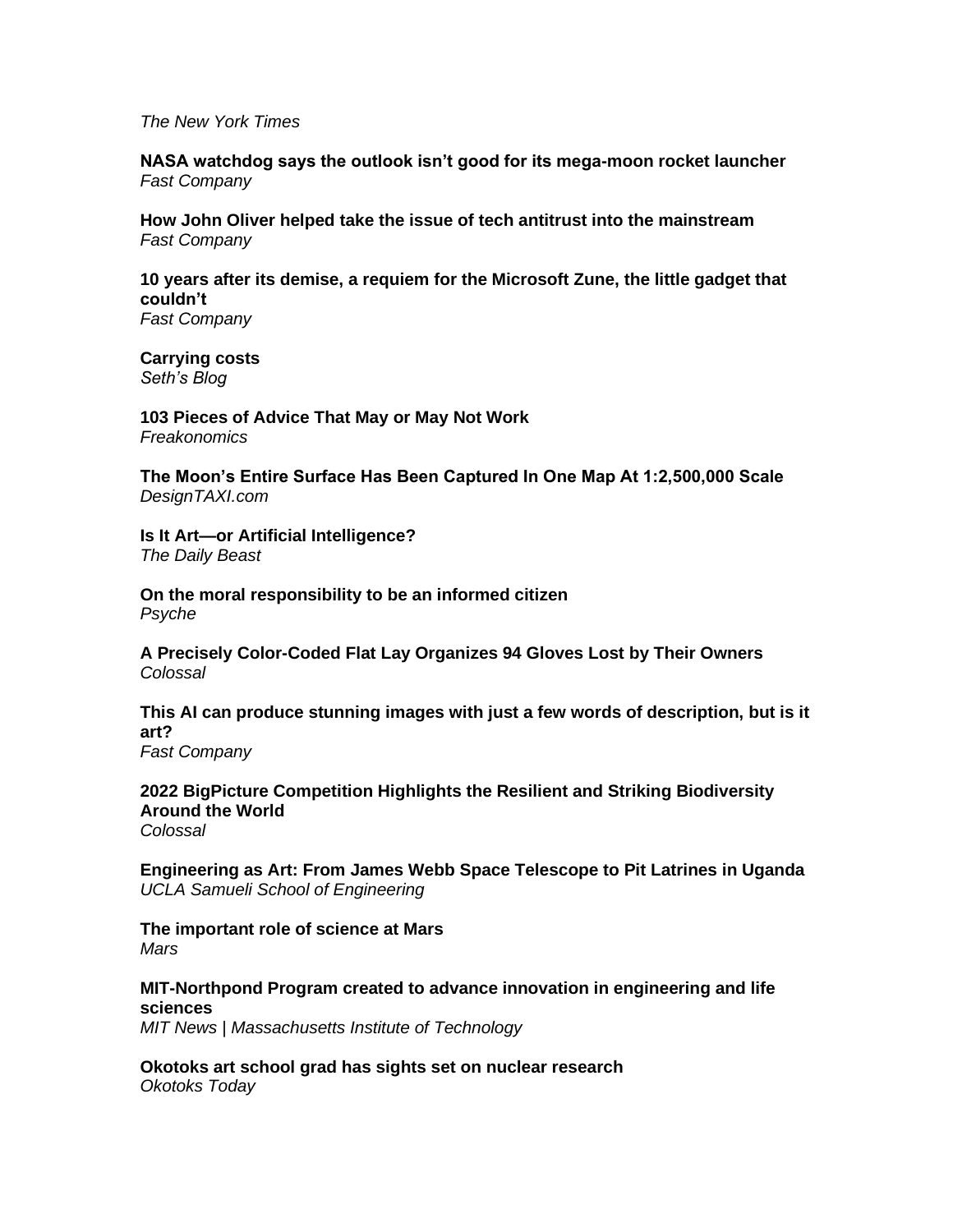*The New York Times*

**NASA watchdog says the outlook isn't good for its mega-moon rocket launcher**
*Fast Company*

**How John Oliver helped take the issue of tech antitrust into the mainstream**
*Fast Company*

**10 years after its demise, a requiem for the Microsoft Zune, the little gadget that couldn't**
*Fast Company*

**Carrying costs**
*Seth's Blog*

**103 Pieces of Advice That May or May Not Work**
*Freakonomics*

**The Moon's Entire Surface Has Been Captured In One Map At 1:2,500,000 Scale**
*DesignTAXI.com*

**Is It Art—or Artificial Intelligence?**
*The Daily Beast*

**On the moral responsibility to be an informed citizen**
*Psyche*

**A Precisely Color-Coded Flat Lay Organizes 94 Gloves Lost by Their Owners**
*Colossal*

**This AI can produce stunning images with just a few words of description, but is it art?**
*Fast Company*

**2022 BigPicture Competition Highlights the Resilient and Striking Biodiversity Around the World**
*Colossal*

**Engineering as Art: From James Webb Space Telescope to Pit Latrines in Uganda**
*UCLA Samueli School of Engineering*

**The important role of science at Mars**
*Mars*

**MIT-Northpond Program created to advance innovation in engineering and life sciences**
*MIT News | Massachusetts Institute of Technology*

**Okotoks art school grad has sights set on nuclear research**
*Okotoks Today*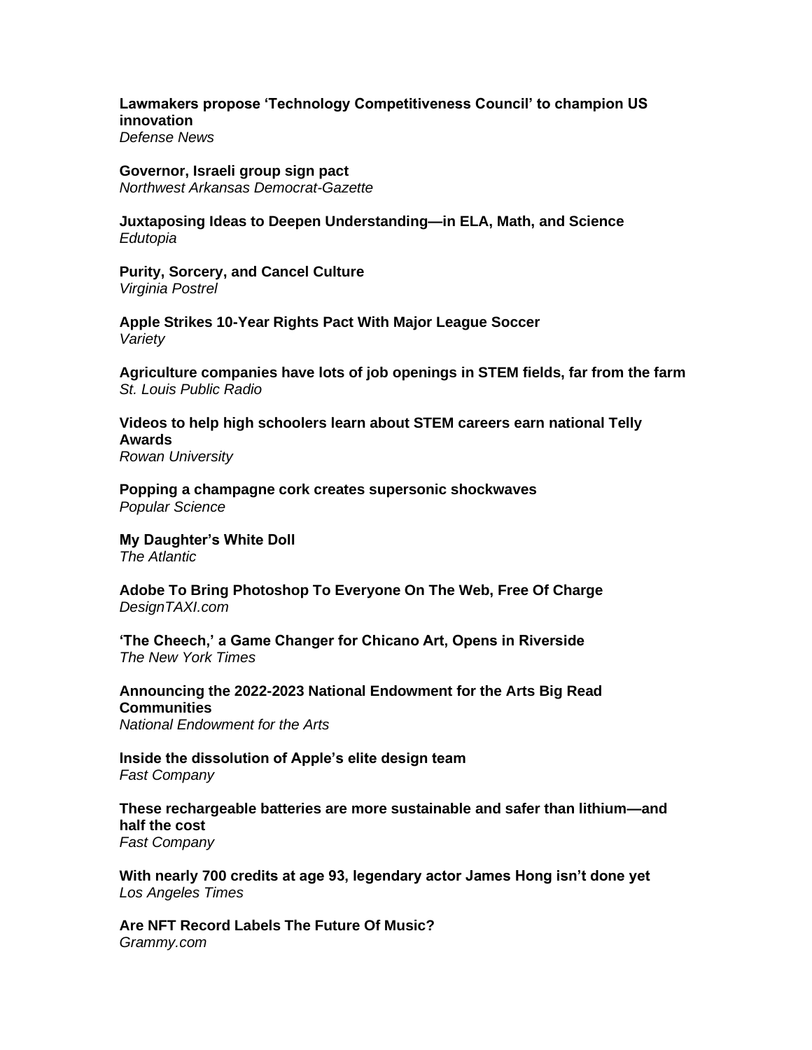**Lawmakers propose 'Technology Competitiveness Council' to champion US innovation**
*Defense News*

**Governor, Israeli group sign pact**
*Northwest Arkansas Democrat-Gazette*

**Juxtaposing Ideas to Deepen Understanding—in ELA, Math, and Science**
*Edutopia*

**Purity, Sorcery, and Cancel Culture**
*Virginia Postrel*

**Apple Strikes 10-Year Rights Pact With Major League Soccer**
*Variety*

**Agriculture companies have lots of job openings in STEM fields, far from the farm**
*St. Louis Public Radio*

**Videos to help high schoolers learn about STEM careers earn national Telly Awards**
*Rowan University*

**Popping a champagne cork creates supersonic shockwaves**
*Popular Science*

**My Daughter's White Doll**
*The Atlantic*

**Adobe To Bring Photoshop To Everyone On The Web, Free Of Charge**
*DesignTAXI.com*

**'The Cheech,' a Game Changer for Chicano Art, Opens in Riverside**
*The New York Times*

**Announcing the 2022-2023 National Endowment for the Arts Big Read Communities**
*National Endowment for the Arts*

**Inside the dissolution of Apple's elite design team**
*Fast Company*

**These rechargeable batteries are more sustainable and safer than lithium—and half the cost**
*Fast Company*

**With nearly 700 credits at age 93, legendary actor James Hong isn't done yet**
*Los Angeles Times*

**Are NFT Record Labels The Future Of Music?**
*Grammy.com*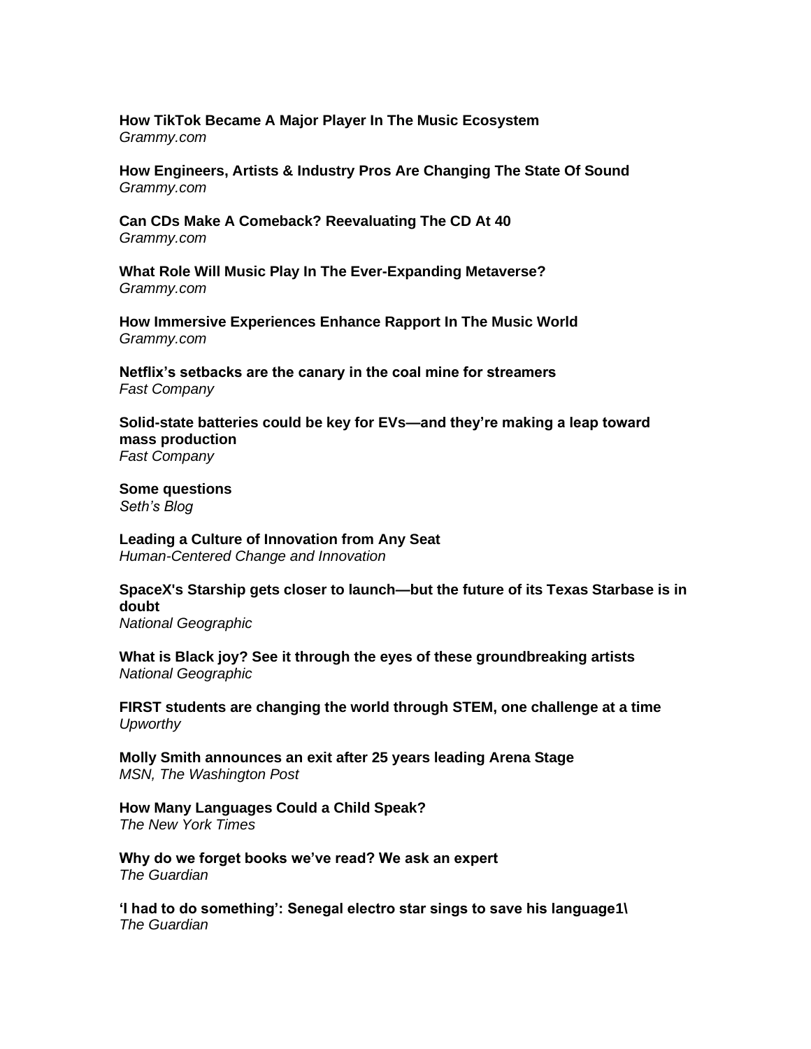**How TikTok Became A Major Player In The Music Ecosystem**
*Grammy.com*

**How Engineers, Artists & Industry Pros Are Changing The State Of Sound**
*Grammy.com*

**Can CDs Make A Comeback? Reevaluating The CD At 40**
*Grammy.com*

**What Role Will Music Play In The Ever-Expanding Metaverse?**
*Grammy.com*

**How Immersive Experiences Enhance Rapport In The Music World**
*Grammy.com*

**Netflix's setbacks are the canary in the coal mine for streamers**
*Fast Company*

**Solid-state batteries could be key for EVs—and they're making a leap toward mass production**
*Fast Company*

**Some questions**
*Seth's Blog*

**Leading a Culture of Innovation from Any Seat**
*Human-Centered Change and Innovation*

**SpaceX's Starship gets closer to launch—but the future of its Texas Starbase is in doubt**
*National Geographic*

**What is Black joy? See it through the eyes of these groundbreaking artists**
*National Geographic*

**FIRST students are changing the world through STEM, one challenge at a time**
*Upworthy*

**Molly Smith announces an exit after 25 years leading Arena Stage**
*MSN, The Washington Post*

**How Many Languages Could a Child Speak?**
*The New York Times*

**Why do we forget books we've read? We ask an expert**
*The Guardian*

**'I had to do something': Senegal electro star sings to save his language1\**
*The Guardian*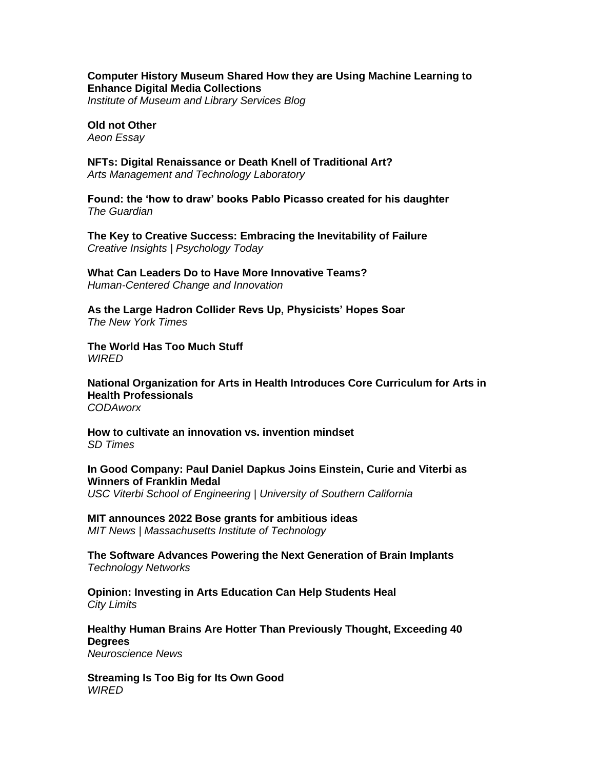**Computer History Museum Shared How they are Using Machine Learning to Enhance Digital Media Collections**
*Institute of Museum and Library Services Blog*

**Old not Other**
*Aeon Essay*

**NFTs: Digital Renaissance or Death Knell of Traditional Art?**
*Arts Management and Technology Laboratory*

**Found: the 'how to draw' books Pablo Picasso created for his daughter**
*The Guardian*

**The Key to Creative Success: Embracing the Inevitability of Failure**
*Creative Insights | Psychology Today*

**What Can Leaders Do to Have More Innovative Teams?**
*Human-Centered Change and Innovation*

**As the Large Hadron Collider Revs Up, Physicists' Hopes Soar**
*The New York Times*

**The World Has Too Much Stuff**
*WIRED*

**National Organization for Arts in Health Introduces Core Curriculum for Arts in Health Professionals**
*CODAworx*

**How to cultivate an innovation vs. invention mindset**
*SD Times*

**In Good Company: Paul Daniel Dapkus Joins Einstein, Curie and Viterbi as Winners of Franklin Medal**
*USC Viterbi School of Engineering | University of Southern California*

**MIT announces 2022 Bose grants for ambitious ideas**
*MIT News | Massachusetts Institute of Technology*

**The Software Advances Powering the Next Generation of Brain Implants**
*Technology Networks*

**Opinion: Investing in Arts Education Can Help Students Heal**
*City Limits*

**Healthy Human Brains Are Hotter Than Previously Thought, Exceeding 40 Degrees**
*Neuroscience News*

**Streaming Is Too Big for Its Own Good**
*WIRED*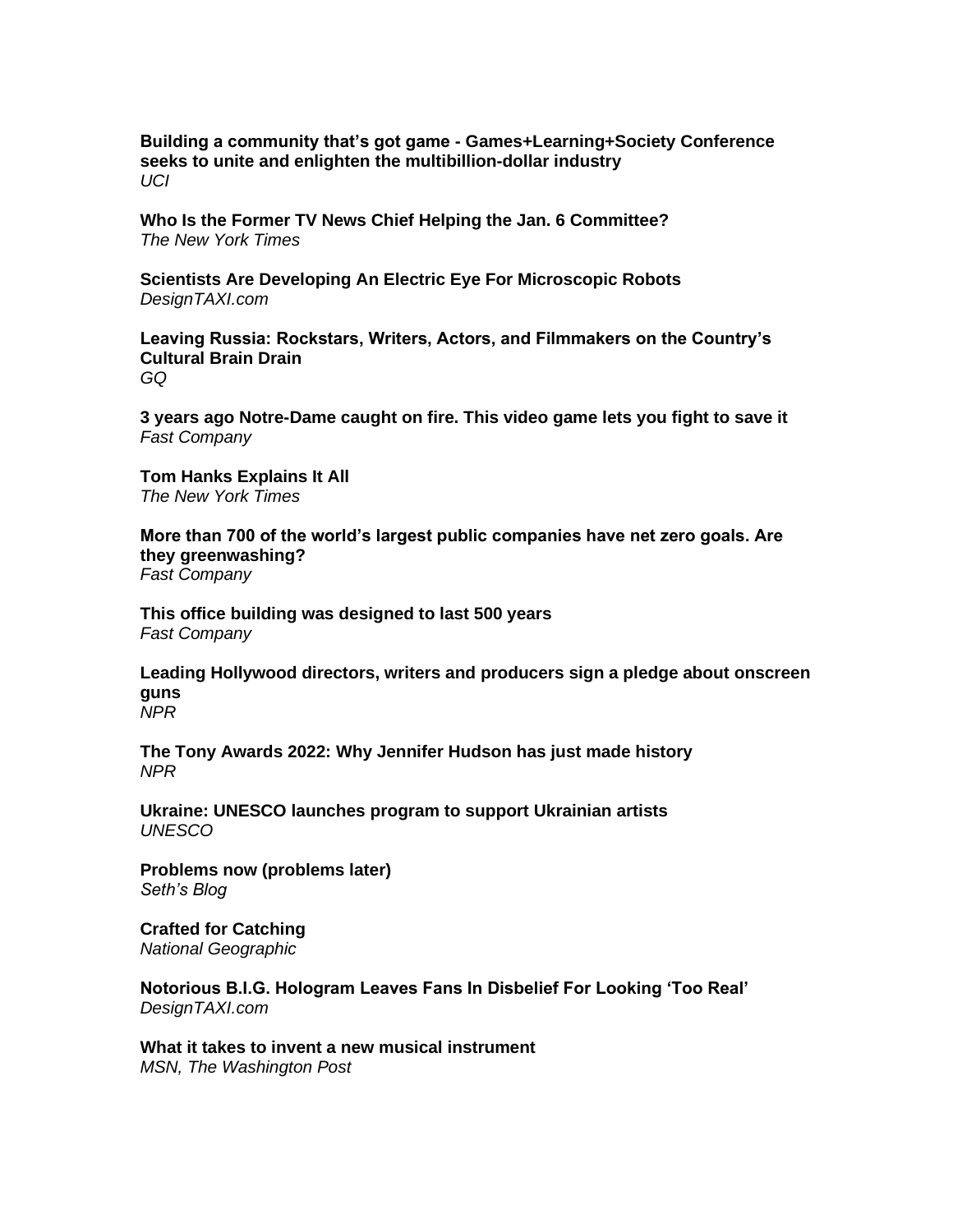**Building a community that's got game - Games+Learning+Society Conference seeks to unite and enlighten the multibillion-dollar industry**
*UCI*

**Who Is the Former TV News Chief Helping the Jan. 6 Committee?**
*The New York Times*

**Scientists Are Developing An Electric Eye For Microscopic Robots**
*DesignTAXI.com*

**Leaving Russia: Rockstars, Writers, Actors, and Filmmakers on the Country's Cultural Brain Drain**
*GQ*

**3 years ago Notre-Dame caught on fire. This video game lets you fight to save it**
*Fast Company*

**Tom Hanks Explains It All**
*The New York Times*

**More than 700 of the world's largest public companies have net zero goals. Are they greenwashing?**
*Fast Company*

**This office building was designed to last 500 years**
*Fast Company*

**Leading Hollywood directors, writers and producers sign a pledge about onscreen guns**
*NPR*

**The Tony Awards 2022: Why Jennifer Hudson has just made history**
*NPR*

**Ukraine: UNESCO launches program to support Ukrainian artists**
*UNESCO*

**Problems now (problems later)**
*Seth's Blog*

**Crafted for Catching**
*National Geographic*

**Notorious B.I.G. Hologram Leaves Fans In Disbelief For Looking 'Too Real'**
*DesignTAXI.com*

**What it takes to invent a new musical instrument**
*MSN, The Washington Post*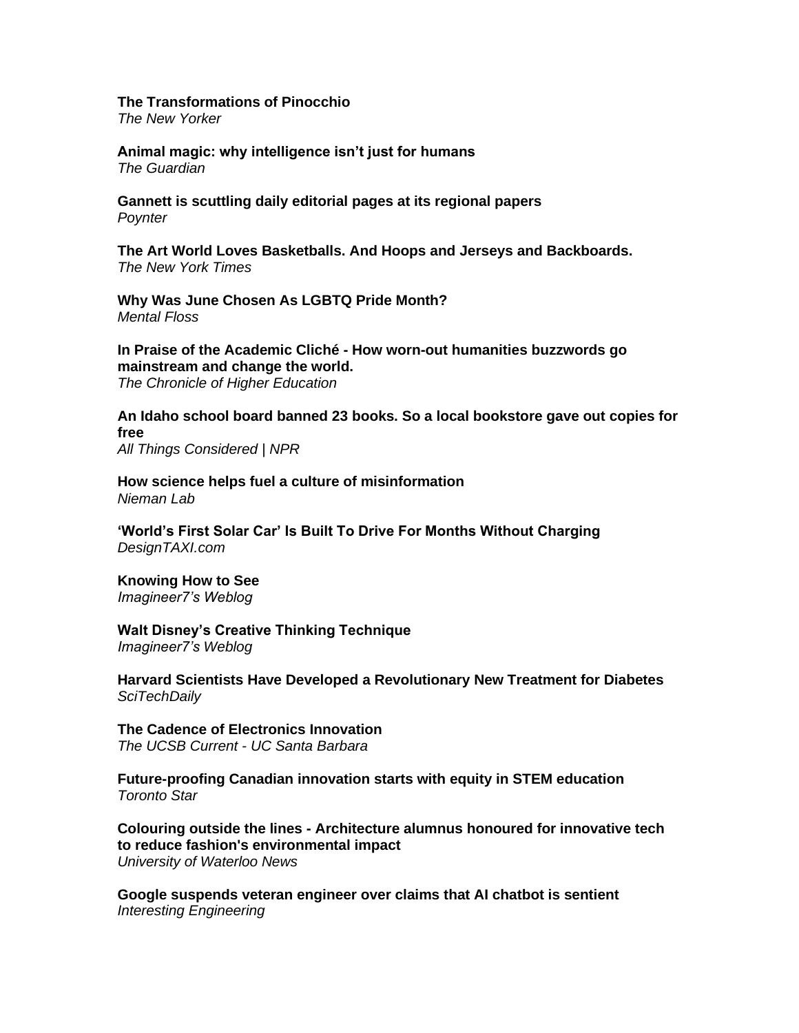**The Transformations of Pinocchio**
*The New Yorker*

**Animal magic: why intelligence isn't just for humans**
*The Guardian*

**Gannett is scuttling daily editorial pages at its regional papers**
*Poynter*

**The Art World Loves Basketballs. And Hoops and Jerseys and Backboards.**
*The New York Times*

**Why Was June Chosen As LGBTQ Pride Month?**
*Mental Floss*

**In Praise of the Academic Cliché - How worn-out humanities buzzwords go mainstream and change the world.**
*The Chronicle of Higher Education*

**An Idaho school board banned 23 books. So a local bookstore gave out copies for free**
*All Things Considered | NPR*

**How science helps fuel a culture of misinformation**
*Nieman Lab*

**'World's First Solar Car' Is Built To Drive For Months Without Charging**
*DesignTAXI.com*

**Knowing How to See**
*Imagineer7's Weblog*

**Walt Disney's Creative Thinking Technique**
*Imagineer7's Weblog*

**Harvard Scientists Have Developed a Revolutionary New Treatment for Diabetes**
*SciTechDaily*

**The Cadence of Electronics Innovation**
*The UCSB Current - UC Santa Barbara*

**Future-proofing Canadian innovation starts with equity in STEM education**
*Toronto Star*

**Colouring outside the lines - Architecture alumnus honoured for innovative tech to reduce fashion's environmental impact**
*University of Waterloo News*

**Google suspends veteran engineer over claims that AI chatbot is sentient**
*Interesting Engineering*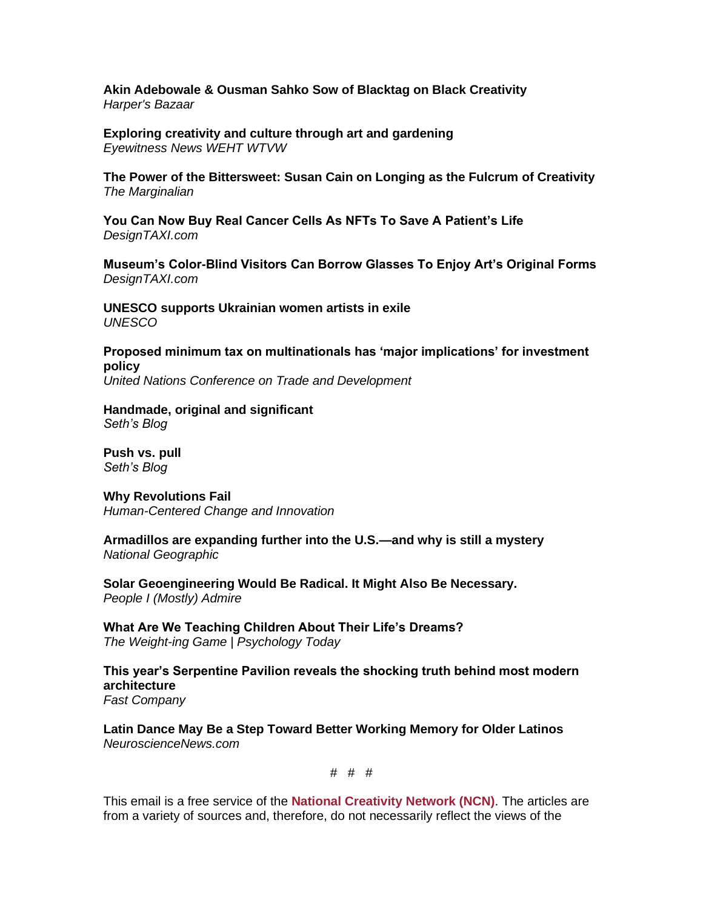**Akin Adebowale & Ousman Sahko Sow of Blacktag on Black Creativity**
*Harper's Bazaar*

**Exploring creativity and culture through art and gardening**
*Eyewitness News WEHT WTVW*

**The Power of the Bittersweet: Susan Cain on Longing as the Fulcrum of Creativity**
*The Marginalian*

**You Can Now Buy Real Cancer Cells As NFTs To Save A Patient's Life**
*DesignTAXI.com*

**Museum's Color-Blind Visitors Can Borrow Glasses To Enjoy Art's Original Forms**
*DesignTAXI.com*

**UNESCO supports Ukrainian women artists in exile**
*UNESCO*

**Proposed minimum tax on multinationals has 'major implications' for investment policy**
*United Nations Conference on Trade and Development*

**Handmade, original and significant**
*Seth's Blog*

**Push vs. pull**
*Seth's Blog*

**Why Revolutions Fail**
*Human-Centered Change and Innovation*

**Armadillos are expanding further into the U.S.—and why is still a mystery**
*National Geographic*

**Solar Geoengineering Would Be Radical. It Might Also Be Necessary.**
*People I (Mostly) Admire*

**What Are We Teaching Children About Their Life's Dreams?**
*The Weight-ing Game | Psychology Today*

**This year's Serpentine Pavilion reveals the shocking truth behind most modern architecture**
*Fast Company*

**Latin Dance May Be a Step Toward Better Working Memory for Older Latinos**
*NeuroscienceNews.com*

# # #

This email is a free service of the **National Creativity Network (NCN)**. The articles are from a variety of sources and, therefore, do not necessarily reflect the views of the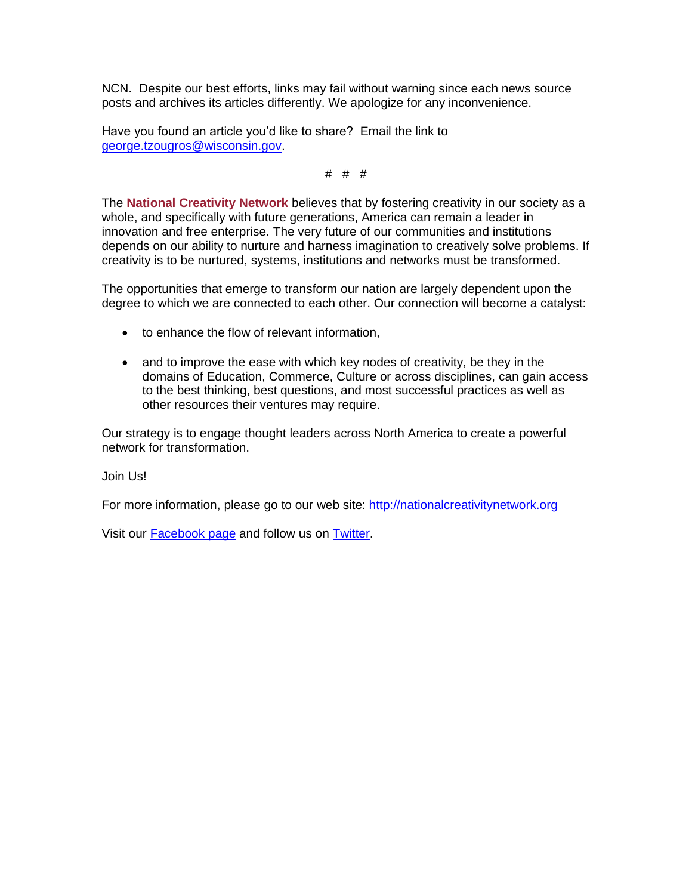NCN. Despite our best efforts, links may fail without warning since each news source posts and archives its articles differently. We apologize for any inconvenience.

Have you found an article you'd like to share? Email the link to george.tzougros@wisconsin.gov.

# # #

The **National Creativity Network** believes that by fostering creativity in our society as a whole, and specifically with future generations, America can remain a leader in innovation and free enterprise. The very future of our communities and institutions depends on our ability to nurture and harness imagination to creatively solve problems. If creativity is to be nurtured, systems, institutions and networks must be transformed.

The opportunities that emerge to transform our nation are largely dependent upon the degree to which we are connected to each other. Our connection will become a catalyst:

- to enhance the flow of relevant information,
- and to improve the ease with which key nodes of creativity, be they in the domains of Education, Commerce, Culture or across disciplines, can gain access to the best thinking, best questions, and most successful practices as well as other resources their ventures may require.

Our strategy is to engage thought leaders across North America to create a powerful network for transformation.

Join Us!

For more information, please go to our web site: http://nationalcreativitynetwork.org

Visit our Facebook page and follow us on Twitter.